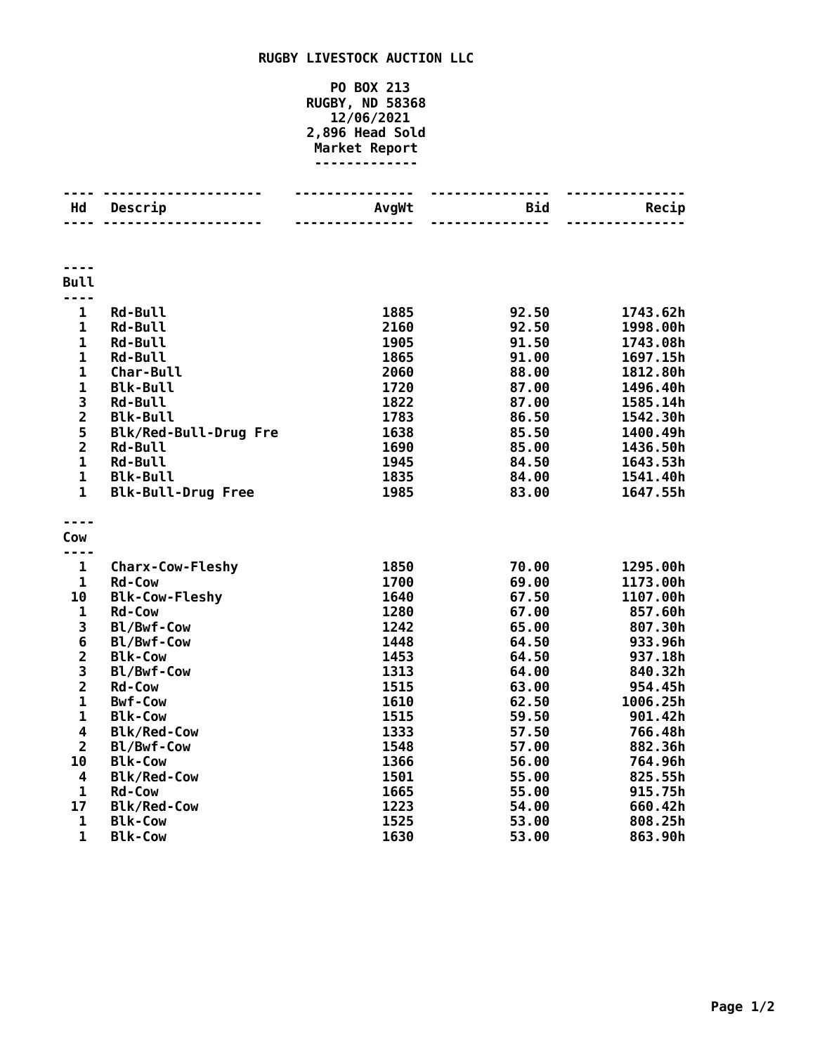# RUGBY LIVESTOCK AUCTION LLC

**PO BOX 213**
**RUGBY, ND 58368**
**12/06/2021**
**2,896 Head Sold**
**Market Report**

| Hd | Descrip | AvgWt | Bid | Recip |
|---|---|---|---|---|
| **Bull** | | | | |
| 1 | Rd-Bull | 1885 | 92.50 | 1743.62h |
| 1 | Rd-Bull | 2160 | 92.50 | 1998.00h |
| 1 | Rd-Bull | 1905 | 91.50 | 1743.08h |
| 1 | Rd-Bull | 1865 | 91.00 | 1697.15h |
| 1 | Char-Bull | 2060 | 88.00 | 1812.80h |
| 1 | Blk-Bull | 1720 | 87.00 | 1496.40h |
| 3 | Rd-Bull | 1822 | 87.00 | 1585.14h |
| 2 | Blk-Bull | 1783 | 86.50 | 1542.30h |
| 5 | Blk/Red-Bull-Drug Fre | 1638 | 85.50 | 1400.49h |
| 2 | Rd-Bull | 1690 | 85.00 | 1436.50h |
| 1 | Rd-Bull | 1945 | 84.50 | 1643.53h |
| 1 | Blk-Bull | 1835 | 84.00 | 1541.40h |
| 1 | Blk-Bull-Drug Free | 1985 | 83.00 | 1647.55h |
| **Cow** | | | | |
| 1 | Charx-Cow-Fleshy | 1850 | 70.00 | 1295.00h |
| 1 | Rd-Cow | 1700 | 69.00 | 1173.00h |
| 10 | Blk-Cow-Fleshy | 1640 | 67.50 | 1107.00h |
| 1 | Rd-Cow | 1280 | 67.00 | 857.60h |
| 3 | Bl/Bwf-Cow | 1242 | 65.00 | 807.30h |
| 6 | Bl/Bwf-Cow | 1448 | 64.50 | 933.96h |
| 2 | Blk-Cow | 1453 | 64.50 | 937.18h |
| 3 | Bl/Bwf-Cow | 1313 | 64.00 | 840.32h |
| 2 | Rd-Cow | 1515 | 63.00 | 954.45h |
| 1 | Bwf-Cow | 1610 | 62.50 | 1006.25h |
| 1 | Blk-Cow | 1515 | 59.50 | 901.42h |
| 4 | Blk/Red-Cow | 1333 | 57.50 | 766.48h |
| 2 | Bl/Bwf-Cow | 1548 | 57.00 | 882.36h |
| 10 | Blk-Cow | 1366 | 56.00 | 764.96h |
| 4 | Blk/Red-Cow | 1501 | 55.00 | 825.55h |
| 1 | Rd-Cow | 1665 | 55.00 | 915.75h |
| 17 | Blk/Red-Cow | 1223 | 54.00 | 660.42h |
| 1 | Blk-Cow | 1525 | 53.00 | 808.25h |
| 1 | Blk-Cow | 1630 | 53.00 | 863.90h |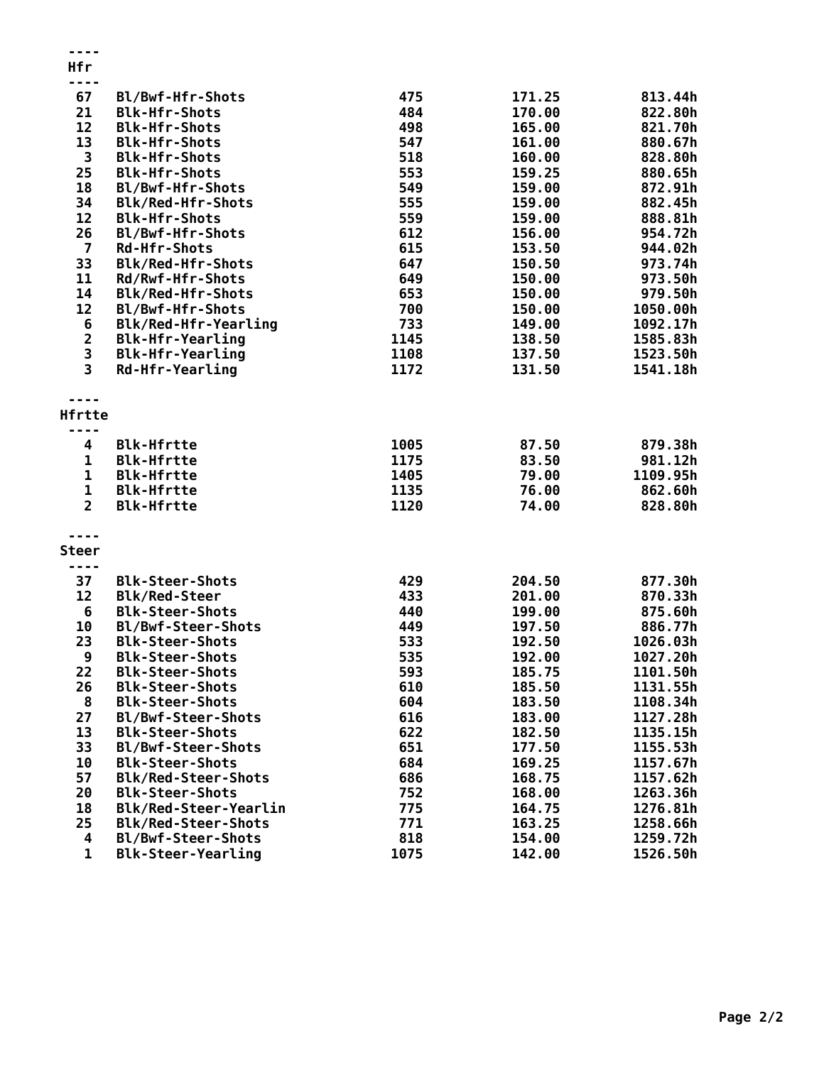## Hfr

| | | | | |
|---|---|---|---|---|
| 67 | Bl/Bwf-Hfr-Shots | 475 | 171.25 | 813.44h |
| 21 | Blk-Hfr-Shots | 484 | 170.00 | 822.80h |
| 12 | Blk-Hfr-Shots | 498 | 165.00 | 821.70h |
| 13 | Blk-Hfr-Shots | 547 | 161.00 | 880.67h |
| 3 | Blk-Hfr-Shots | 518 | 160.00 | 828.80h |
| 25 | Blk-Hfr-Shots | 553 | 159.25 | 880.65h |
| 18 | Bl/Bwf-Hfr-Shots | 549 | 159.00 | 872.91h |
| 34 | Blk/Red-Hfr-Shots | 555 | 159.00 | 882.45h |
| 12 | Blk-Hfr-Shots | 559 | 159.00 | 888.81h |
| 26 | Bl/Bwf-Hfr-Shots | 612 | 156.00 | 954.72h |
| 7 | Rd-Hfr-Shots | 615 | 153.50 | 944.02h |
| 33 | Blk/Red-Hfr-Shots | 647 | 150.50 | 973.74h |
| 11 | Rd/Rwf-Hfr-Shots | 649 | 150.00 | 973.50h |
| 14 | Blk/Red-Hfr-Shots | 653 | 150.00 | 979.50h |
| 12 | Bl/Bwf-Hfr-Shots | 700 | 150.00 | 1050.00h |
| 6 | Blk/Red-Hfr-Yearling | 733 | 149.00 | 1092.17h |
| 2 | Blk-Hfr-Yearling | 1145 | 138.50 | 1585.83h |
| 3 | Blk-Hfr-Yearling | 1108 | 137.50 | 1523.50h |
| 3 | Rd-Hfr-Yearling | 1172 | 131.50 | 1541.18h |

## Hfrtte

| | | | | |
|---|---|---|---|---|
| 4 | Blk-Hfrtte | 1005 | 87.50 | 879.38h |
| 1 | Blk-Hfrtte | 1175 | 83.50 | 981.12h |
| 1 | Blk-Hfrtte | 1405 | 79.00 | 1109.95h |
| 1 | Blk-Hfrtte | 1135 | 76.00 | 862.60h |
| 2 | Blk-Hfrtte | 1120 | 74.00 | 828.80h |

## Steer

| | | | | |
|---|---|---|---|---|
| 37 | Blk-Steer-Shots | 429 | 204.50 | 877.30h |
| 12 | Blk/Red-Steer | 433 | 201.00 | 870.33h |
| 6 | Blk-Steer-Shots | 440 | 199.00 | 875.60h |
| 10 | Bl/Bwf-Steer-Shots | 449 | 197.50 | 886.77h |
| 23 | Blk-Steer-Shots | 533 | 192.50 | 1026.03h |
| 9 | Blk-Steer-Shots | 535 | 192.00 | 1027.20h |
| 22 | Blk-Steer-Shots | 593 | 185.75 | 1101.50h |
| 26 | Blk-Steer-Shots | 610 | 185.50 | 1131.55h |
| 8 | Blk-Steer-Shots | 604 | 183.50 | 1108.34h |
| 27 | Bl/Bwf-Steer-Shots | 616 | 183.00 | 1127.28h |
| 13 | Blk-Steer-Shots | 622 | 182.50 | 1135.15h |
| 33 | Bl/Bwf-Steer-Shots | 651 | 177.50 | 1155.53h |
| 10 | Blk-Steer-Shots | 684 | 169.25 | 1157.67h |
| 57 | Blk/Red-Steer-Shots | 686 | 168.75 | 1157.62h |
| 20 | Blk-Steer-Shots | 752 | 168.00 | 1263.36h |
| 18 | Blk/Red-Steer-Yearlin | 775 | 164.75 | 1276.81h |
| 25 | Blk/Red-Steer-Shots | 771 | 163.25 | 1258.66h |
| 4 | Bl/Bwf-Steer-Shots | 818 | 154.00 | 1259.72h |
| 1 | Blk-Steer-Yearling | 1075 | 142.00 | 1526.50h |